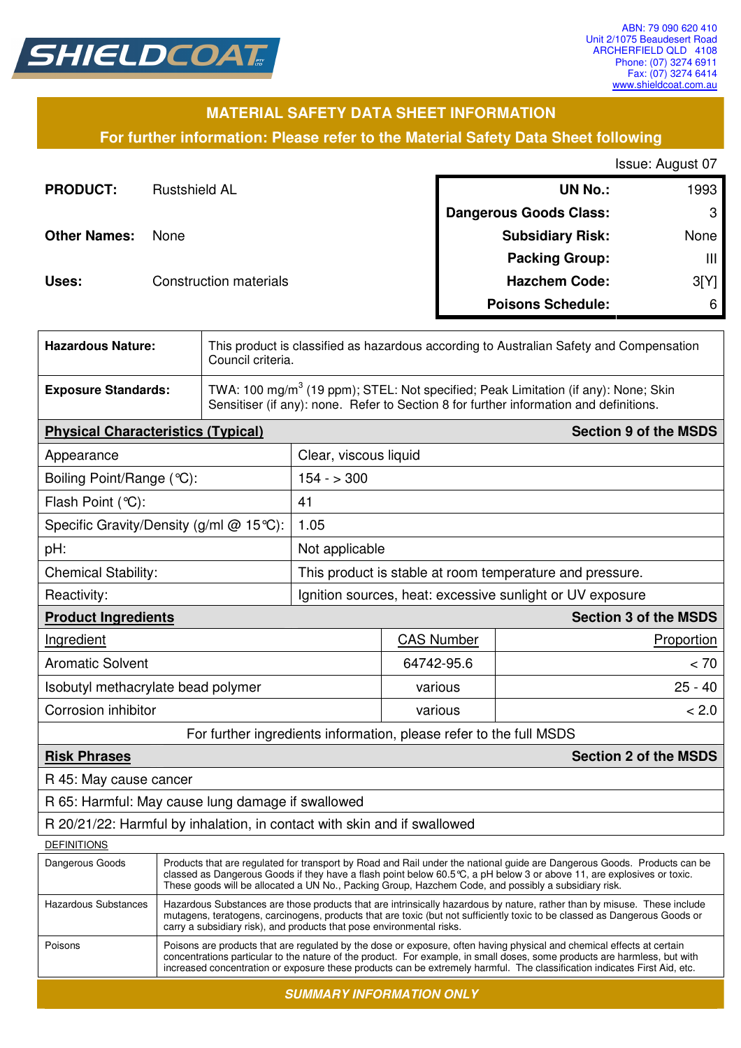SHIELDCOAT

ABN: 79 090 620 410
Unit 2/1075 Beaudesert Road
ARCHERFIELD QLD 4108
Phone: (07) 3274 6911
Fax: (07) 3274 6414
www.shieldcoat.com.au

## MATERIAL SAFETY DATA SHEET INFORMATION

**For further information: Please refer to the Material Safety Data Sheet following**

Issue: August 07

**PRODUCT:** Rustshield AL

**Other Names:** None

**Uses:** Construction materials

| | |
|---|---|
| **UN No.:** | 1993 |
| **Dangerous Goods Class:** | 3 |
| **Subsidiary Risk:** | None |
| **Packing Group:** | III |
| **Hazchem Code:** | 3[Y] |
| **Poisons Schedule:** | 6 |

| | |
|---|---|
| **Hazardous Nature:** | This product is classified as hazardous according to Australian Safety and Compensation Council criteria. |
| **Exposure Standards:** | TWA: 100 mg/m$^3$ (19 ppm); STEL: Not specified; Peak Limitation (if any): None; Skin Sensitiser (if any): none. Refer to Section 8 for further information and definitions. |

| **Physical Characteristics (Typical)** | **Section 9 of the MSDS** |
|---|---|
| Appearance | Clear, viscous liquid |
| Boiling Point/Range (℃): | 154 - > 300 |
| Flash Point (℃): | 41 |
| Specific Gravity/Density (g/ml @ 15℃): | 1.05 |
| pH: | Not applicable |
| Chemical Stability: | This product is stable at room temperature and pressure. |
| Reactivity: | Ignition sources, heat: excessive sunlight or UV exposure |

**Product Ingredients** — **Section 3 of the MSDS**

| Ingredient | CAS Number | Proportion |
|---|---|---|
| Aromatic Solvent | 64742-95.6 | < 70 |
| Isobutyl methacrylate bead polymer | various | 25 - 40 |
| Corrosion inhibitor | various | < 2.0 |

For further ingredients information, please refer to the full MSDS

**Risk Phrases** — **Section 2 of the MSDS**

- R 45: May cause cancer
- R 65: Harmful: May cause lung damage if swallowed
- R 20/21/22: Harmful by inhalation, in contact with skin and if swallowed

DEFINITIONS

| | |
|---|---|
| Dangerous Goods | Products that are regulated for transport by Road and Rail under the national guide are Dangerous Goods. Products can be classed as Dangerous Goods if they have a flash point below 60.5℃, a pH below 3 or above 11, are explosives or toxic. These goods will be allocated a UN No., Packing Group, Hazchem Code, and possibly a subsidiary risk. |
| Hazardous Substances | Hazardous Substances are those products that are intrinsically hazardous by nature, rather than by misuse. These include mutagens, teratogens, carcinogens, products that are toxic (but not sufficiently toxic to be classed as Dangerous Goods or carry a subsidiary risk), and products that pose environmental risks. |
| Poisons | Poisons are products that are regulated by the dose or exposure, often having physical and chemical effects at certain concentrations particular to the nature of the product. For example, in small doses, some products are harmless, but with increased concentration or exposure these products can be extremely harmful. The classification indicates First Aid, etc. |

***SUMMARY INFORMATION ONLY***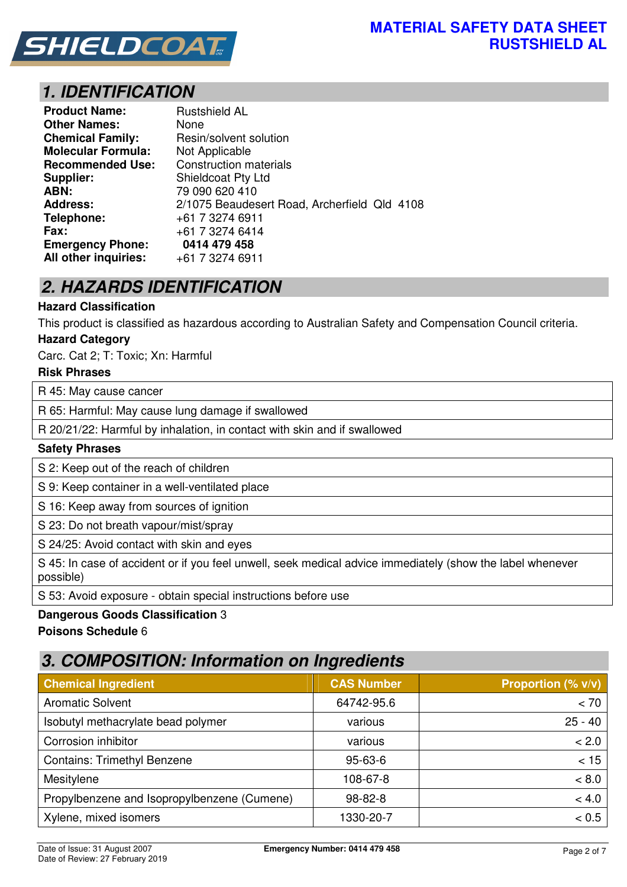# MATERIAL SAFETY DATA SHEET
# RUSTSHIELD AL

## 1. IDENTIFICATION

**Product Name:** Rustshield AL
**Other Names:** None
**Chemical Family:** Resin/solvent solution
**Molecular Formula:** Not Applicable
**Recommended Use:** Construction materials
**Supplier:** Shieldcoat Pty Ltd
**ABN:** 79 090 620 410
**Address:** 2/1075 Beaudesert Road, Archerfield Qld 4108
**Telephone:** +61 7 3274 6911
**Fax:** +61 7 3274 6414
**Emergency Phone:** **0414 479 458**
**All other inquiries:** +61 7 3274 6911

## 2. HAZARDS IDENTIFICATION

**Hazard Classification**

This product is classified as hazardous according to Australian Safety and Compensation Council criteria.

**Hazard Category**

Carc. Cat 2; T: Toxic; Xn: Harmful

**Risk Phrases**

| |
|---|
| R 45: May cause cancer |
| R 65: Harmful: May cause lung damage if swallowed |
| R 20/21/22: Harmful by inhalation, in contact with skin and if swallowed |

**Safety Phrases**

| |
|---|
| S 2: Keep out of the reach of children |
| S 9: Keep container in a well-ventilated place |
| S 16: Keep away from sources of ignition |
| S 23: Do not breath vapour/mist/spray |
| S 24/25: Avoid contact with skin and eyes |
| S 45: In case of accident or if you feel unwell, seek medical advice immediately (show the label whenever possible) |
| S 53: Avoid exposure - obtain special instructions before use |

**Dangerous Goods Classification** 3

**Poisons Schedule** 6

## 3. COMPOSITION: Information on Ingredients

| Chemical Ingredient | CAS Number | Proportion (% v/v) |
|---|---|---|
| Aromatic Solvent | 64742-95.6 | < 70 |
| Isobutyl methacrylate bead polymer | various | 25 - 40 |
| Corrosion inhibitor | various | < 2.0 |
| Contains: Trimethyl Benzene | 95-63-6 | < 15 |
| Mesitylene | 108-67-8 | < 8.0 |
| Propylbenzene and Isopropylbenzene (Cumene) | 98-82-8 | < 4.0 |
| Xylene, mixed isomers | 1330-20-7 | < 0.5 |

Date of Issue: 31 August 2007
Date of Review: 27 February 2019
**Emergency Number: 0414 479 458**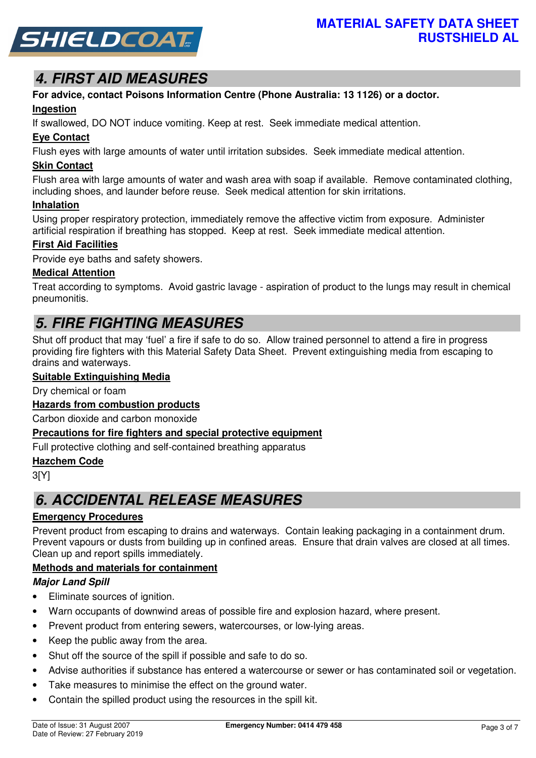## 4. FIRST AID MEASURES

**For advice, contact Poisons Information Centre (Phone Australia: 13 1126) or a doctor.**

### Ingestion

If swallowed, DO NOT induce vomiting. Keep at rest. Seek immediate medical attention.

### Eye Contact

Flush eyes with large amounts of water until irritation subsides. Seek immediate medical attention.

### Skin Contact

Flush area with large amounts of water and wash area with soap if available. Remove contaminated clothing, including shoes, and launder before reuse. Seek medical attention for skin irritations.

### Inhalation

Using proper respiratory protection, immediately remove the affective victim from exposure. Administer artificial respiration if breathing has stopped. Keep at rest. Seek immediate medical attention.

### First Aid Facilities

Provide eye baths and safety showers.

### Medical Attention

Treat according to symptoms. Avoid gastric lavage - aspiration of product to the lungs may result in chemical pneumonitis.

## 5. FIRE FIGHTING MEASURES

Shut off product that may 'fuel' a fire if safe to do so. Allow trained personnel to attend a fire in progress providing fire fighters with this Material Safety Data Sheet. Prevent extinguishing media from escaping to drains and waterways.

### Suitable Extinguishing Media

Dry chemical or foam

### Hazards from combustion products

Carbon dioxide and carbon monoxide

### Precautions for fire fighters and special protective equipment

Full protective clothing and self-contained breathing apparatus

### Hazchem Code

3[Y]

## 6. ACCIDENTAL RELEASE MEASURES

### Emergency Procedures

Prevent product from escaping to drains and waterways. Contain leaking packaging in a containment drum. Prevent vapours or dusts from building up in confined areas. Ensure that drain valves are closed at all times. Clean up and report spills immediately.

### Methods and materials for containment

#### *Major Land Spill*

- Eliminate sources of ignition.
- Warn occupants of downwind areas of possible fire and explosion hazard, where present.
- Prevent product from entering sewers, watercourses, or low-lying areas.
- Keep the public away from the area.
- Shut off the source of the spill if possible and safe to do so.
- Advise authorities if substance has entered a watercourse or sewer or has contaminated soil or vegetation.
- Take measures to minimise the effect on the ground water.
- Contain the spilled product using the resources in the spill kit.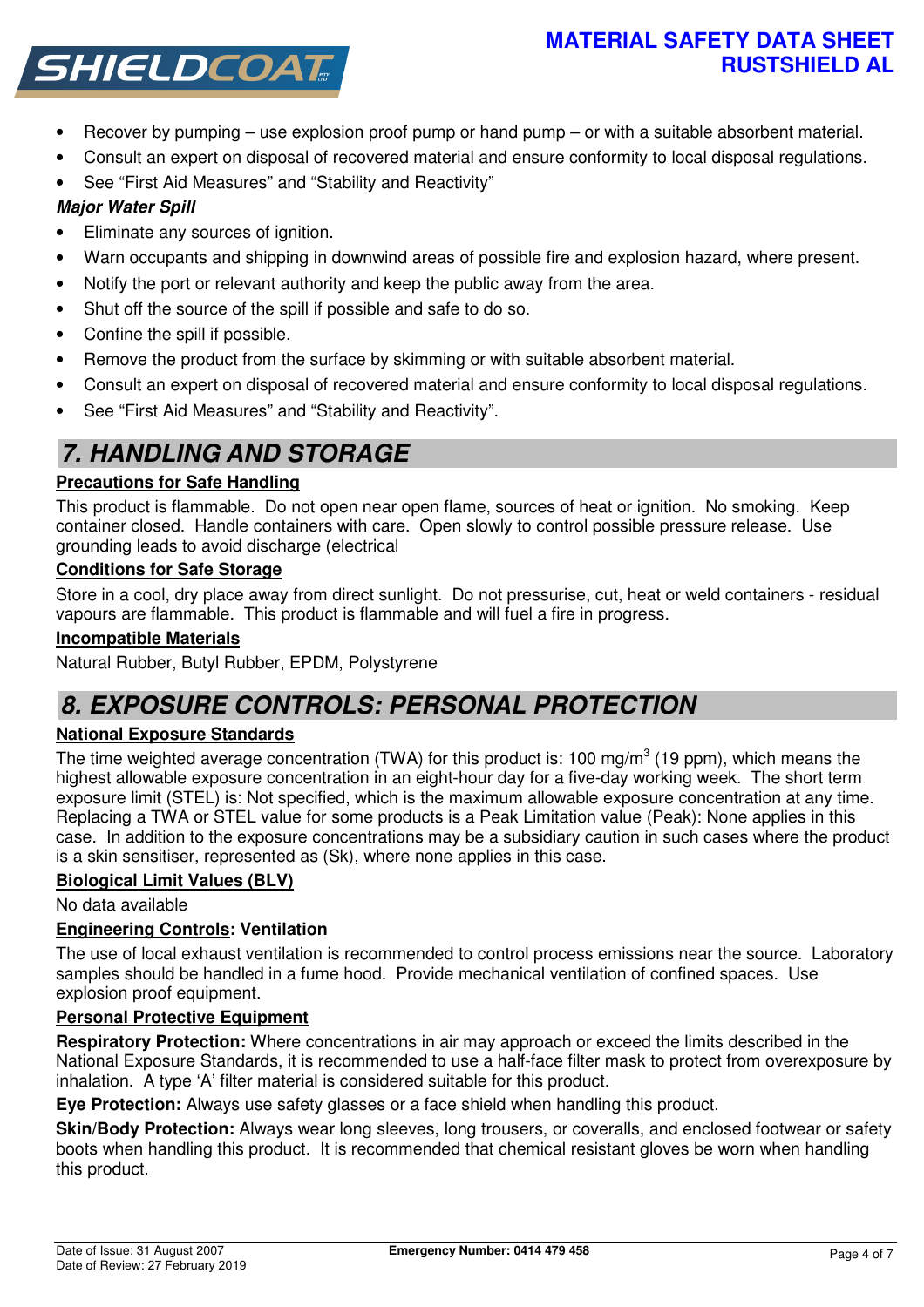- Recover by pumping – use explosion proof pump or hand pump – or with a suitable absorbent material.
- Consult an expert on disposal of recovered material and ensure conformity to local disposal regulations.
- See “First Aid Measures” and “Stability and Reactivity”

***Major Water Spill***

- Eliminate any sources of ignition.
- Warn occupants and shipping in downwind areas of possible fire and explosion hazard, where present.
- Notify the port or relevant authority and keep the public away from the area.
- Shut off the source of the spill if possible and safe to do so.
- Confine the spill if possible.
- Remove the product from the surface by skimming or with suitable absorbent material.
- Consult an expert on disposal of recovered material and ensure conformity to local disposal regulations.
- See “First Aid Measures” and “Stability and Reactivity”.

## 7. HANDLING AND STORAGE

**Precautions for Safe Handling**

This product is flammable. Do not open near open flame, sources of heat or ignition. No smoking. Keep container closed. Handle containers with care. Open slowly to control possible pressure release. Use grounding leads to avoid discharge (electrical

**Conditions for Safe Storage**

Store in a cool, dry place away from direct sunlight. Do not pressurise, cut, heat or weld containers - residual vapours are flammable. This product is flammable and will fuel a fire in progress.

**Incompatible Materials**

Natural Rubber, Butyl Rubber, EPDM, Polystyrene

## 8. EXPOSURE CONTROLS: PERSONAL PROTECTION

**National Exposure Standards**

The time weighted average concentration (TWA) for this product is: 100 $mg/m^3$ (19 ppm), which means the highest allowable exposure concentration in an eight-hour day for a five-day working week. The short term exposure limit (STEL) is: Not specified, which is the maximum allowable exposure concentration at any time. Replacing a TWA or STEL value for some products is a Peak Limitation value (Peak): None applies in this case. In addition to the exposure concentrations may be a subsidiary caution in such cases where the product is a skin sensitiser, represented as (Sk), where none applies in this case.

**Biological Limit Values (BLV)**

No data available

**Engineering Controls: Ventilation**

The use of local exhaust ventilation is recommended to control process emissions near the source. Laboratory samples should be handled in a fume hood. Provide mechanical ventilation of confined spaces. Use explosion proof equipment.

**Personal Protective Equipment**

**Respiratory Protection:** Where concentrations in air may approach or exceed the limits described in the National Exposure Standards, it is recommended to use a half-face filter mask to protect from overexposure by inhalation. A type ‘A’ filter material is considered suitable for this product.

**Eye Protection:** Always use safety glasses or a face shield when handling this product.

**Skin/Body Protection:** Always wear long sleeves, long trousers, or coveralls, and enclosed footwear or safety boots when handling this product. It is recommended that chemical resistant gloves be worn when handling this product.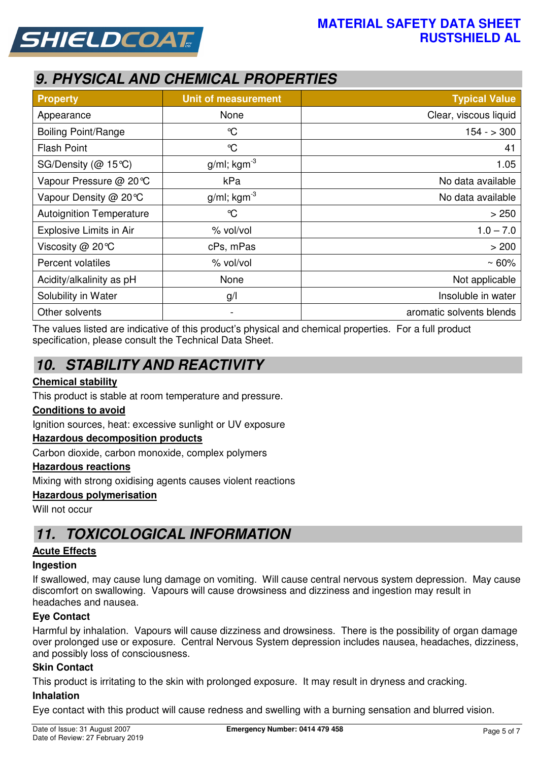## 9. PHYSICAL AND CHEMICAL PROPERTIES

| Property | Unit of measurement | Typical Value |
|---|---|---|
| Appearance | None | Clear, viscous liquid |
| Boiling Point/Range | °C | 154 - > 300 |
| Flash Point | °C | 41 |
| SG/Density (@ 15°C) | g/ml; $kgm^{-3}$ | 1.05 |
| Vapour Pressure @ 20°C | kPa | No data available |
| Vapour Density @ 20°C | g/ml; $kgm^{-3}$ | No data available |
| Autoignition Temperature | °C | > 250 |
| Explosive Limits in Air | % vol/vol | 1.0 – 7.0 |
| Viscosity @ 20°C | cPs, mPas | > 200 |
| Percent volatiles | % vol/vol | ~ 60% |
| Acidity/alkalinity as pH | None | Not applicable |
| Solubility in Water | g/l | Insoluble in water |
| Other solvents | - | aromatic solvents blends |

The values listed are indicative of this product's physical and chemical properties. For a full product specification, please consult the Technical Data Sheet.

## 10. STABILITY AND REACTIVITY

**Chemical stability**

This product is stable at room temperature and pressure.

**Conditions to avoid**

Ignition sources, heat: excessive sunlight or UV exposure

**Hazardous decomposition products**

Carbon dioxide, carbon monoxide, complex polymers

**Hazardous reactions**

Mixing with strong oxidising agents causes violent reactions

**Hazardous polymerisation**

Will not occur

## 11. TOXICOLOGICAL INFORMATION

**Acute Effects**

**Ingestion**

If swallowed, may cause lung damage on vomiting. Will cause central nervous system depression. May cause discomfort on swallowing. Vapours will cause drowsiness and dizziness and ingestion may result in headaches and nausea.

**Eye Contact**

Harmful by inhalation. Vapours will cause dizziness and drowsiness. There is the possibility of organ damage over prolonged use or exposure. Central Nervous System depression includes nausea, headaches, dizziness, and possibly loss of consciousness.

**Skin Contact**

This product is irritating to the skin with prolonged exposure. It may result in dryness and cracking.

**Inhalation**

Eye contact with this product will cause redness and swelling with a burning sensation and blurred vision.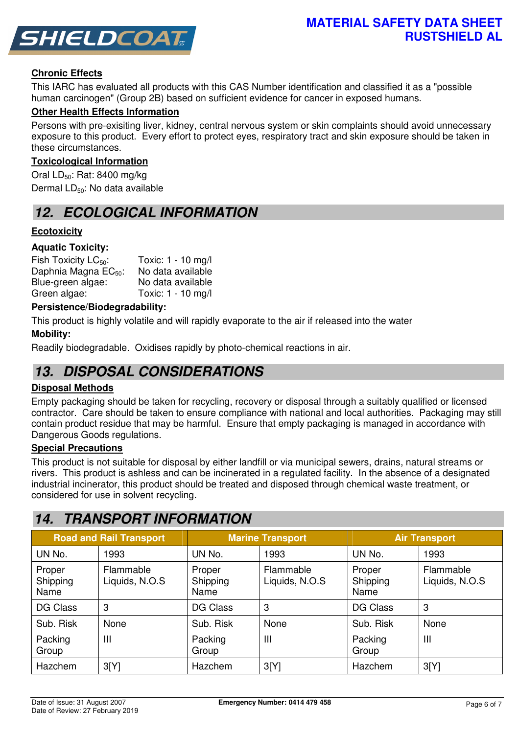### Chronic Effects

This IARC has evaluated all products with this CAS Number identification and classified it as a "possible human carcinogen" (Group 2B) based on sufficient evidence for cancer in exposed humans.

### Other Health Effects Information

Persons with pre-exisiting liver, kidney, central nervous system or skin complaints should avoid unnecessary exposure to this product. Every effort to protect eyes, respiratory tract and skin exposure should be taken in these circumstances.

### Toxicological Information

Oral $LD_{50}$: Rat: 8400 mg/kg

Dermal $LD_{50}$: No data available

## 12. ECOLOGICAL INFORMATION

### Ecotoxicity

**Aquatic Toxicity:**

Fish Toxicity $LC_{50}$: Toxic: 1 - 10 mg/l
Daphnia Magna $EC_{50}$: No data available
Blue-green algae: No data available
Green algae: Toxic: 1 - 10 mg/l

**Persistence/Biodegradability:**

This product is highly volatile and will rapidly evaporate to the air if released into the water

**Mobility:**

Readily biodegradable. Oxidises rapidly by photo-chemical reactions in air.

## 13. DISPOSAL CONSIDERATIONS

### Disposal Methods

Empty packaging should be taken for recycling, recovery or disposal through a suitably qualified or licensed contractor. Care should be taken to ensure compliance with national and local authorities. Packaging may still contain product residue that may be harmful. Ensure that empty packaging is managed in accordance with Dangerous Goods regulations.

### Special Precautions

This product is not suitable for disposal by either landfill or via municipal sewers, drains, natural streams or rivers. This product is ashless and can be incinerated in a regulated facility. In the absence of a designated industrial incinerator, this product should be treated and disposed through chemical waste treatment, or considered for use in solvent recycling.

## 14. TRANSPORT INFORMATION

| Road and Rail Transport | | Marine Transport | | Air Transport | |
|---|---|---|---|---|---|
| UN No. | 1993 | UN No. | 1993 | UN No. | 1993 |
| Proper Shipping Name | Flammable Liquids, N.O.S | Proper Shipping Name | Flammable Liquids, N.O.S | Proper Shipping Name | Flammable Liquids, N.O.S |
| DG Class | 3 | DG Class | 3 | DG Class | 3 |
| Sub. Risk | None | Sub. Risk | None | Sub. Risk | None |
| Packing Group | III | Packing Group | III | Packing Group | III |
| Hazchem | 3[Y] | Hazchem | 3[Y] | Hazchem | 3[Y] |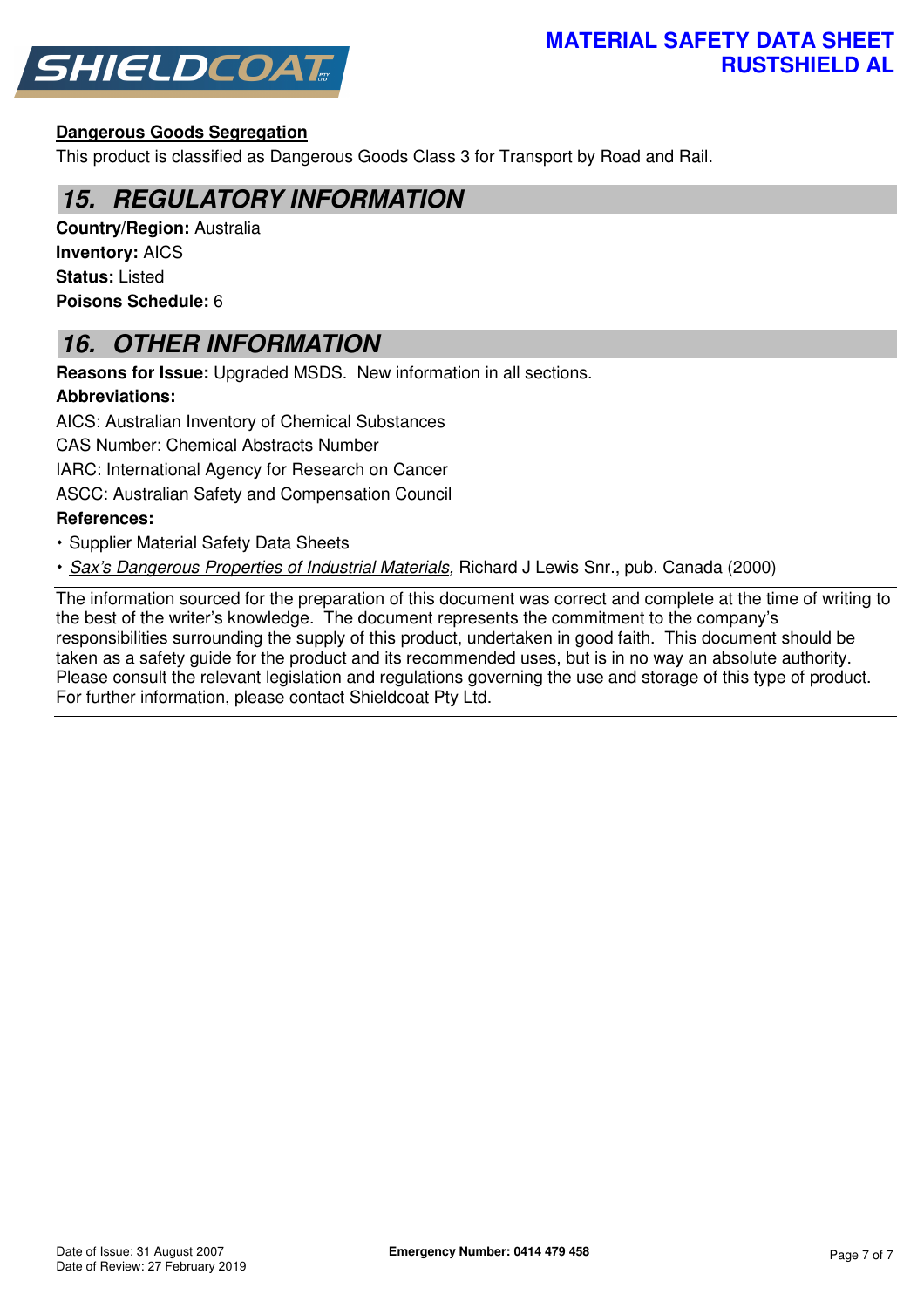**Dangerous Goods Segregation**

This product is classified as Dangerous Goods Class 3 for Transport by Road and Rail.

## 15. REGULATORY INFORMATION

**Country/Region:** Australia
**Inventory:** AICS
**Status:** Listed
**Poisons Schedule:** 6

## 16. OTHER INFORMATION

**Reasons for Issue:** Upgraded MSDS. New information in all sections.

**Abbreviations:**

AICS: Australian Inventory of Chemical Substances

CAS Number: Chemical Abstracts Number

IARC: International Agency for Research on Cancer

ASCC: Australian Safety and Compensation Council

**References:**

- Supplier Material Safety Data Sheets
- *Sax's Dangerous Properties of Industrial Materials*, Richard J Lewis Snr., pub. Canada (2000)

---

The information sourced for the preparation of this document was correct and complete at the time of writing to the best of the writer's knowledge. The document represents the commitment to the company's responsibilities surrounding the supply of this product, undertaken in good faith. This document should be taken as a safety guide for the product and its recommended uses, but is in no way an absolute authority. Please consult the relevant legislation and regulations governing the use and storage of this type of product. For further information, please contact Shieldcoat Pty Ltd.

---

Date of Issue: 31 August 2007
Date of Review: 27 February 2019

**Emergency Number: 0414 479 458**